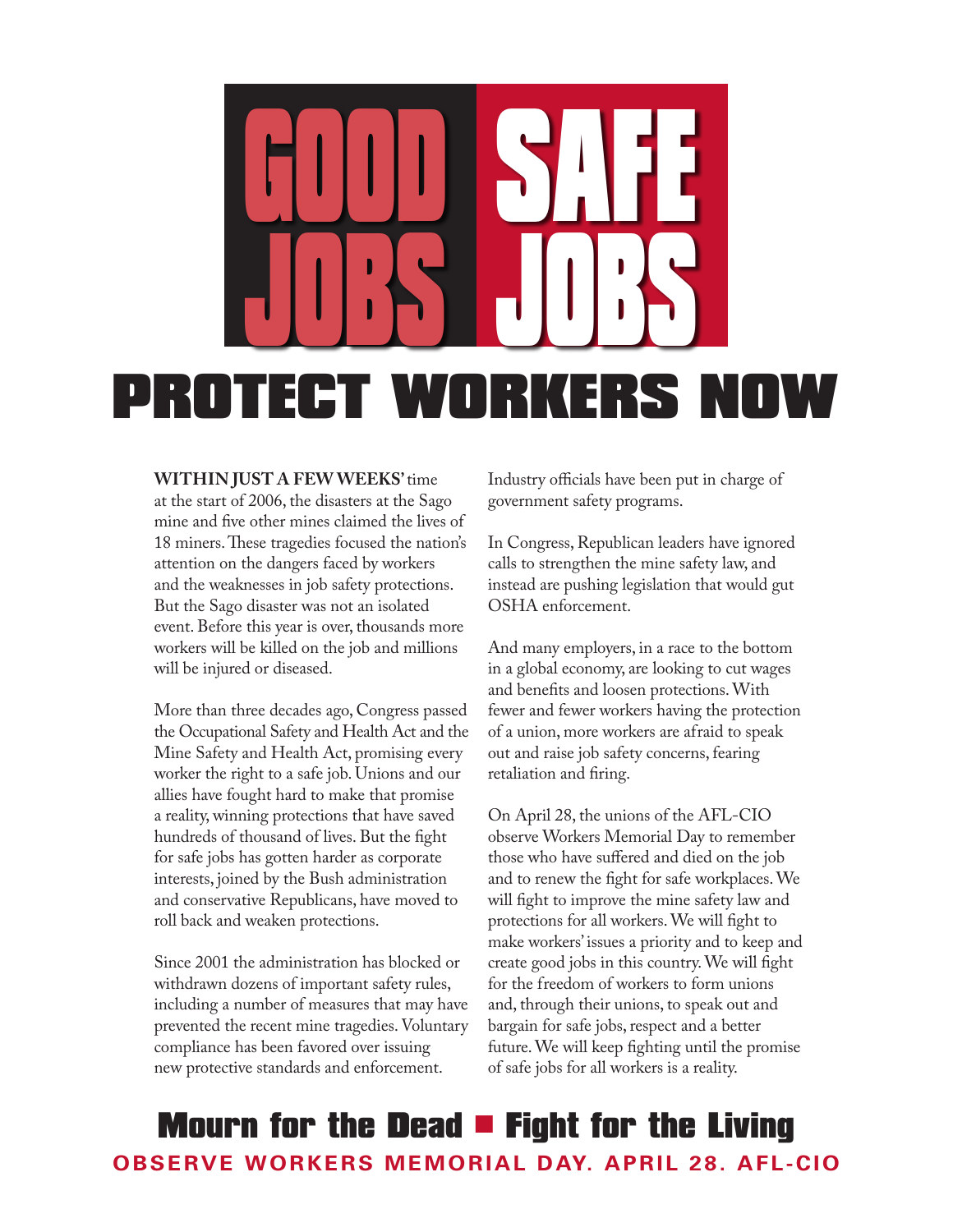# GOOD JOBS SAFE JOBS

# PROTECT WORKERS NOW

**WITHIN JUST A FEW WEEKS'** time at the start of 2006, the disasters at the Sago mine and five other mines claimed the lives of 18 miners. These tragedies focused the nation's attention on the dangers faced by workers and the weaknesses in job safety protections. But the Sago disaster was not an isolated event. Before this year is over, thousands more workers will be killed on the job and millions will be injured or diseased.

More than three decades ago, Congress passed the Occupational Safety and Health Act and the Mine Safety and Health Act, promising every worker the right to a safe job. Unions and our allies have fought hard to make that promise a reality, winning protections that have saved hundreds of thousand of lives. But the fight for safe jobs has gotten harder as corporate interests, joined by the Bush administration and conservative Republicans, have moved to roll back and weaken protections.

Since 2001 the administration has blocked or withdrawn dozens of important safety rules, including a number of measures that may have prevented the recent mine tragedies. Voluntary compliance has been favored over issuing new protective standards and enforcement. Industry officials have been put in charge of government safety programs.

In Congress, Republican leaders have ignored calls to strengthen the mine safety law, and instead are pushing legislation that would gut OSHA enforcement.

And many employers, in a race to the bottom in a global economy, are looking to cut wages and benefits and loosen protections. With fewer and fewer workers having the protection of a union, more workers are afraid to speak out and raise job safety concerns, fearing retaliation and firing.

On April 28, the unions of the AFL-CIO observe Workers Memorial Day to remember those who have suffered and died on the job and to renew the fight for safe workplaces. We will fight to improve the mine safety law and protections for all workers. We will fight to make workers' issues a priority and to keep and create good jobs in this country. We will fight for the freedom of workers to form unions and, through their unions, to speak out and bargain for safe jobs, respect and a better future. We will keep fighting until the promise of safe jobs for all workers is a reality.

## Mourn for the Dead ■ Fight for the Living

**OBSERVE WORKERS MEMORIAL DAY. APRIL 28. AFL-CIO**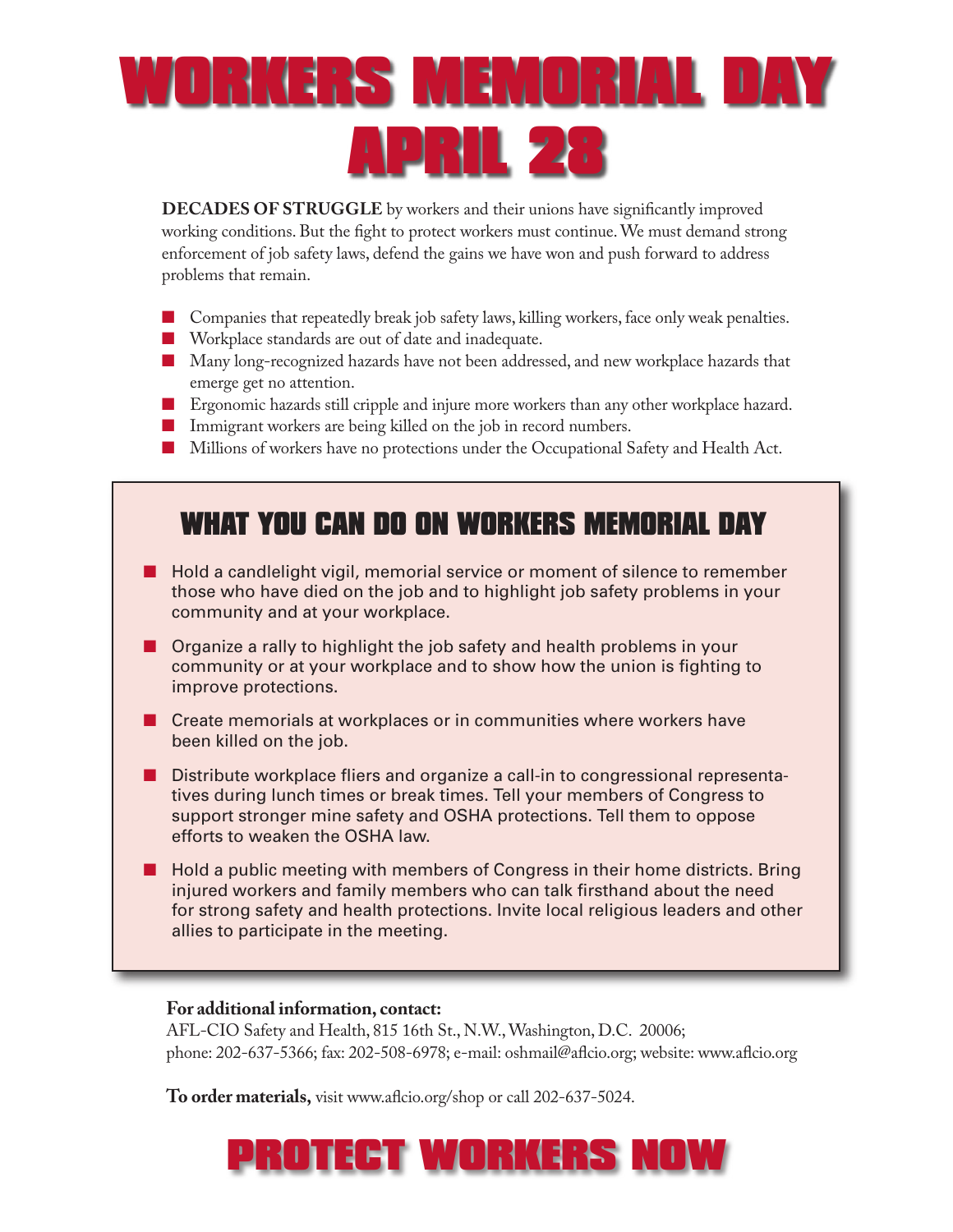# WORKERS MEMORIAL DAY APRIL 28

**DECADES OF STRUGGLE** by workers and their unions have significantly improved working conditions. But the fight to protect workers must continue. We must demand strong enforcement of job safety laws, defend the gains we have won and push forward to address problems that remain.

- Companies that repeatedly break job safety laws, killing workers, face only weak penalties.
- Workplace standards are out of date and inadequate.
- Many long-recognized hazards have not been addressed, and new workplace hazards that emerge get no attention.
- Ergonomic hazards still cripple and injure more workers than any other workplace hazard.
- Immigrant workers are being killed on the job in record numbers.
- Millions of workers have no protections under the Occupational Safety and Health Act.

## WHAT YOU CAN DO ON WORKERS MEMORIAL DAY

- Hold a candlelight vigil, memorial service or moment of silence to remember those who have died on the job and to highlight job safety problems in your community and at your workplace.
- Organize a rally to highlight the job safety and health problems in your community or at your workplace and to show how the union is fighting to improve protections.
- Create memorials at workplaces or in communities where workers have been killed on the job.
- Distribute workplace fliers and organize a call-in to congressional representatives during lunch times or break times. Tell your members of Congress to support stronger mine safety and OSHA protections. Tell them to oppose efforts to weaken the OSHA law.
- Hold a public meeting with members of Congress in their home districts. Bring injured workers and family members who can talk firsthand about the need for strong safety and health protections. Invite local religious leaders and other allies to participate in the meeting.

**For additional information, contact:**
AFL-CIO Safety and Health, 815 16th St., N.W., Washington, D.C. 20006;
phone: 202-637-5366; fax: 202-508-6978; e-mail: oshmail@aflcio.org; website: www.aflcio.org

**To order materials,** visit www.aflcio.org/shop or call 202-637-5024.

# PROTECT WORKERS NOW